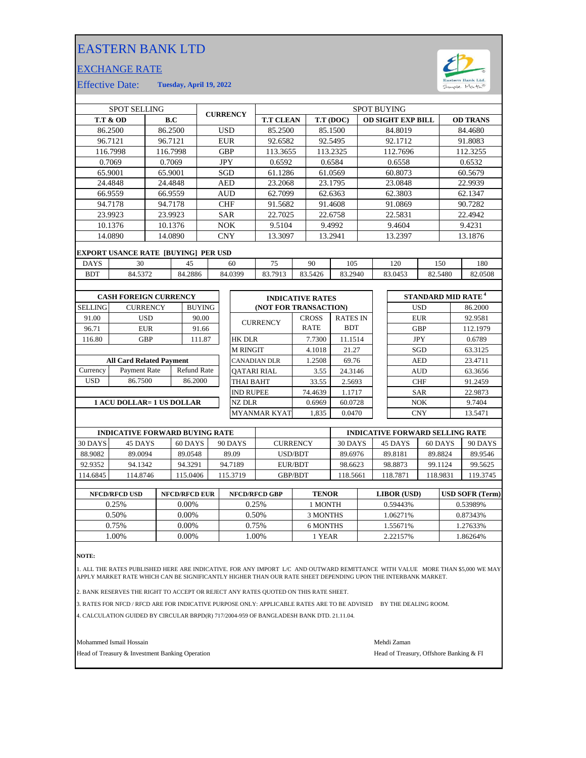# EASTERN BANK LTD

## EXCHANGE RATE

Effective Date: **Tuesday, April 19, 2022**

| SPOT SELLING | | CURRENCY | SPOT BUYING | | | |
|---|---|---|---|---|---|---|
| **T.T & OD** | **B.C** | | **T.T CLEAN** | **T.T (DOC)** | **OD SIGHT EXP BILL** | **OD TRANS** |
| 86.2500 | 86.2500 | USD | 85.2500 | 85.1500 | 84.8019 | 84.4680 |
| 96.7121 | 96.7121 | EUR | 92.6582 | 92.5495 | 92.1712 | 91.8083 |
| 116.7998 | 116.7998 | GBP | 113.3655 | 113.2325 | 112.7696 | 112.3255 |
| 0.7069 | 0.7069 | JPY | 0.6592 | 0.6584 | 0.6558 | 0.6532 |
| 65.9001 | 65.9001 | SGD | 61.1286 | 61.0569 | 60.8073 | 60.5679 |
| 24.4848 | 24.4848 | AED | 23.2068 | 23.1795 | 23.0848 | 22.9939 |
| 66.9559 | 66.9559 | AUD | 62.7099 | 62.6363 | 62.3803 | 62.1347 |
| 94.7178 | 94.7178 | CHF | 91.5682 | 91.4608 | 91.0869 | 90.7282 |
| 23.9923 | 23.9923 | SAR | 22.7025 | 22.6758 | 22.5831 | 22.4942 |
| 10.1376 | 10.1376 | NOK | 9.5104 | 9.4992 | 9.4604 | 9.4231 |
| 14.0890 | 14.0890 | CNY | 13.3097 | 13.2941 | 13.2397 | 13.1876 |

**EXPORT USANCE RATE [BUYING] PER USD**

| DAYS | 30 | 45 | 60 | 75 | 90 | 105 | 120 | 150 | 180 |
|---|---|---|---|---|---|---|---|---|---|
| BDT | 84.5372 | 84.2886 | 84.0399 | 83.7913 | 83.5426 | 83.2940 | 83.0453 | 82.5480 | 82.0508 |

**CASH FOREIGN CURRENCY**

| SELLING | CURRENCY | BUYING |
|---|---|---|
| 91.00 | USD | 90.00 |
| 96.71 | EUR | 91.66 |
| 116.80 | GBP | 111.87 |

**All Card Related Payment**

| Currency | Payment Rate | Refund Rate |
|---|---|---|
| USD | 86.7500 | 86.2000 |

**1 ACU DOLLAR= 1 US DOLLAR**

**INDICATIVE RATES (NOT FOR TRANSACTION)**

| CURRENCY | CROSS RATE | RATES IN BDT |
|---|---|---|
| HK DLR | 7.7300 | 11.1514 |
| M RINGIT | 4.1018 | 21.27 |
| CANADIAN DLR | 1.2508 | 69.76 |
| QATARI RIAL | 3.55 | 24.3146 |
| THAI BAHT | 33.55 | 2.5693 |
| IND RUPEE | 74.4639 | 1.1717 |
| NZ DLR | 0.6969 | 60.0728 |
| MYANMAR KYAT | 1,835 | 0.0470 |

**STANDARD MID RATE [4]**

| Currency | Rate |
|---|---|
| USD | 86.2000 |
| EUR | 92.9581 |
| GBP | 112.1979 |
| JPY | 0.6789 |
| SGD | 63.3125 |
| AED | 23.4711 |
| AUD | 63.3656 |
| CHF | 91.2459 |
| SAR | 22.9873 |
| NOK | 9.7404 |
| CNY | 13.5471 |

| INDICATIVE FORWARD BUYING RATE | | | | | INDICATIVE FORWARD SELLING RATE | | | |
|---|---|---|---|---|---|---|---|---|
| 30 DAYS | 45 DAYS | 60 DAYS | 90 DAYS | CURRENCY | 30 DAYS | 45 DAYS | 60 DAYS | 90 DAYS |
| 88.9082 | 89.0094 | 89.0548 | 89.09 | USD/BDT | 89.6976 | 89.8181 | 89.8824 | 89.9546 |
| 92.9352 | 94.1342 | 94.3291 | 94.7189 | EUR/BDT | 98.6623 | 98.8873 | 99.1124 | 99.5625 |
| 114.6845 | 114.8746 | 115.0406 | 115.3719 | GBP/BDT | 118.5661 | 118.7871 | 118.9831 | 119.3745 |

| NFCD/RFCD USD | NFCD/RFCD EUR | NFCD/RFCD GBP | TENOR | LIBOR (USD) | USD SOFR (Term) |
|---|---|---|---|---|---|
| 0.25% | 0.00% | 0.25% | 1 MONTH | 0.59443% | 0.53989% |
| 0.50% | 0.00% | 0.50% | 3 MONTHS | 1.06271% | 0.87343% |
| 0.75% | 0.00% | 0.75% | 6 MONTHS | 1.55671% | 1.27633% |
| 1.00% | 0.00% | 1.00% | 1 YEAR | 2.22157% | 1.86264% |

**NOTE:**

1. ALL THE RATES PUBLISHED HERE ARE INDICATIVE. FOR ANY IMPORT L/C AND OUTWARD REMITTANCE WITH VALUE MORE THAN $5,000 WE MAY APPLY MARKET RATE WHICH CAN BE SIGNIFICANTLY HIGHER THAN OUR RATE SHEET DEPENDING UPON THE INTERBANK MARKET.
2. BANK RESERVES THE RIGHT TO ACCEPT OR REJECT ANY RATES QUOTED ON THIS RATE SHEET.
3. RATES FOR NFCD / RFCD ARE FOR INDICATIVE PURPOSE ONLY: APPLICABLE RATES ARE TO BE ADVISED BY THE DEALING ROOM.
4. CALCULATION GUIDED BY CIRCULAR BRPD(R) 717/2004-959 OF BANGLADESH BANK DTD. 21.11.04.

Mohammed Ismail Hossain
Head of Treasury & Investment Banking Operation

Mehdi Zaman
Head of Treasury, Offshore Banking & FI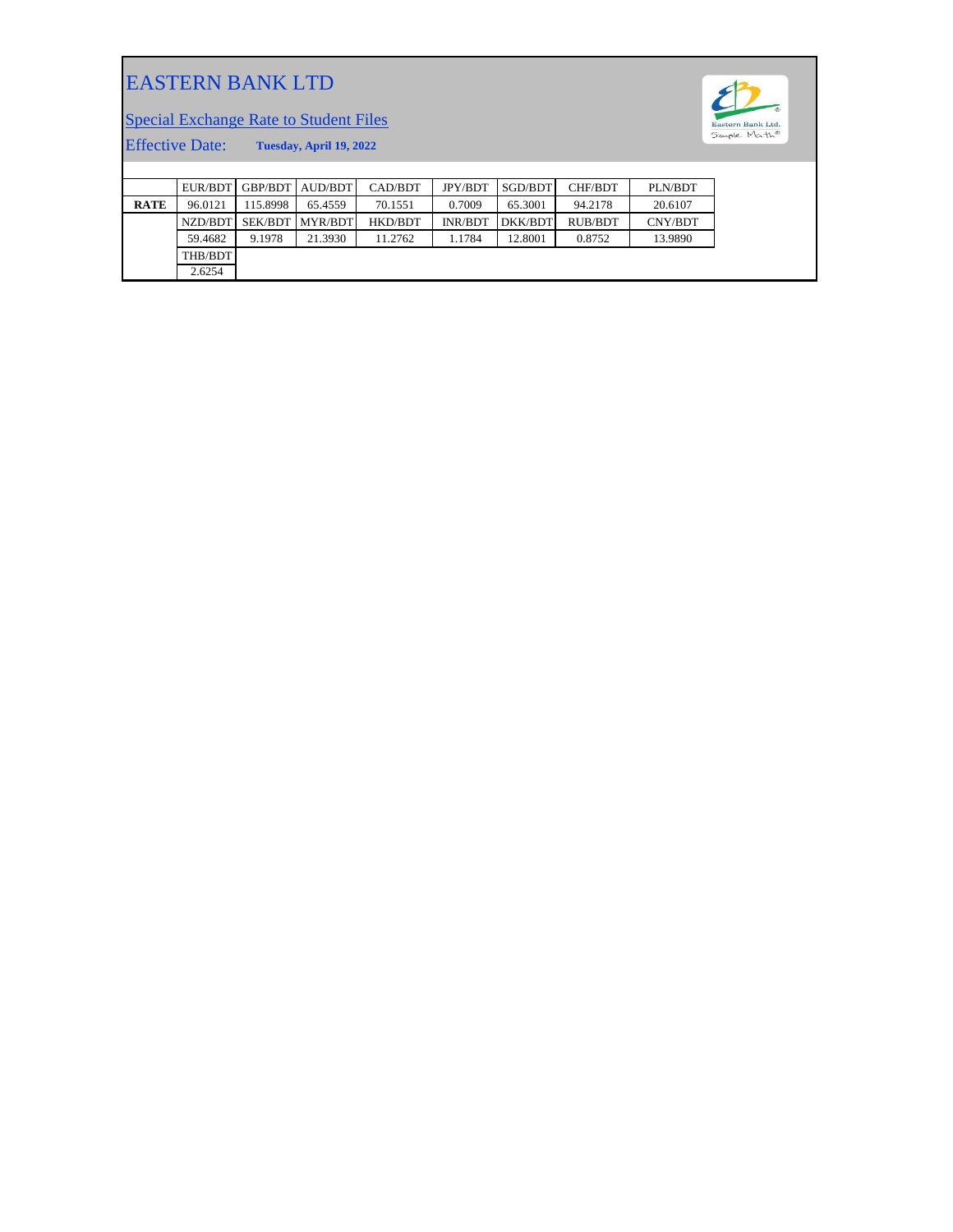# EASTERN BANK LTD

Special Exchange Rate to Student Files

Effective Date: **Tuesday, April 19, 2022**

| | | | | | | | | |
|---|---|---|---|---|---|---|---|---|
| | EUR/BDT | GBP/BDT | AUD/BDT | CAD/BDT | JPY/BDT | SGD/BDT | CHF/BDT | PLN/BDT |
| **RATE** | 96.0121 | 115.8998 | 65.4559 | 70.1551 | 0.7009 | 65.3001 | 94.2178 | 20.6107 |
| | NZD/BDT | SEK/BDT | MYR/BDT | HKD/BDT | INR/BDT | DKK/BDT | RUB/BDT | CNY/BDT |
| | 59.4682 | 9.1978 | 21.3930 | 11.2762 | 1.1784 | 12.8001 | 0.8752 | 13.9890 |
| | THB/BDT | | | | | | | |
| | 2.6254 | | | | | | | |